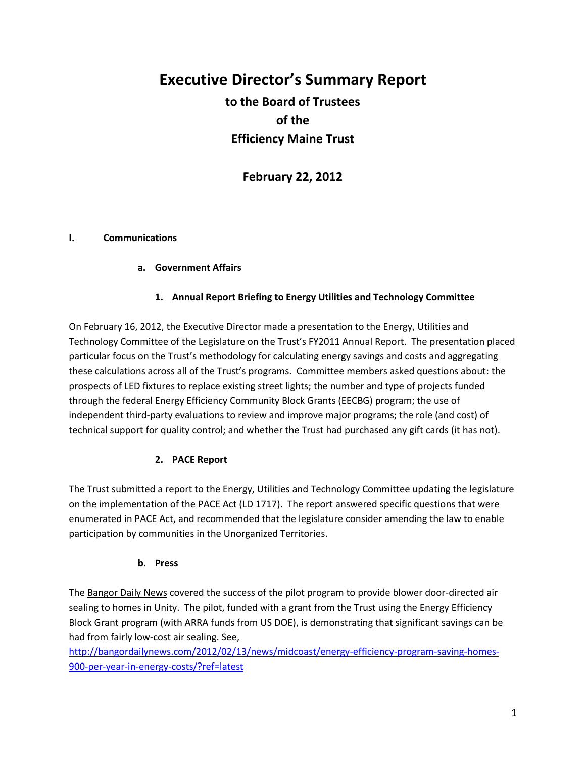# Executive Director's Summary Report

## to the Board of Trustees
## of the
## Efficiency Maine Trust

## February 22, 2012

### I. Communications

#### a. Government Affairs

##### 1. Annual Report Briefing to Energy Utilities and Technology Committee

On February 16, 2012, the Executive Director made a presentation to the Energy, Utilities and Technology Committee of the Legislature on the Trust's FY2011 Annual Report. The presentation placed particular focus on the Trust's methodology for calculating energy savings and costs and aggregating these calculations across all of the Trust's programs. Committee members asked questions about: the prospects of LED fixtures to replace existing street lights; the number and type of projects funded through the federal Energy Efficiency Community Block Grants (EECBG) program; the use of independent third-party evaluations to review and improve major programs; the role (and cost) of technical support for quality control; and whether the Trust had purchased any gift cards (it has not).

##### 2. PACE Report

The Trust submitted a report to the Energy, Utilities and Technology Committee updating the legislature on the implementation of the PACE Act (LD 1717). The report answered specific questions that were enumerated in PACE Act, and recommended that the legislature consider amending the law to enable participation by communities in the Unorganized Territories.

#### b. Press

The Bangor Daily News covered the success of the pilot program to provide blower door-directed air sealing to homes in Unity. The pilot, funded with a grant from the Trust using the Energy Efficiency Block Grant program (with ARRA funds from US DOE), is demonstrating that significant savings can be had from fairly low-cost air sealing. See, http://bangordailynews.com/2012/02/13/news/midcoast/energy-efficiency-program-saving-homes-900-per-year-in-energy-costs/?ref=latest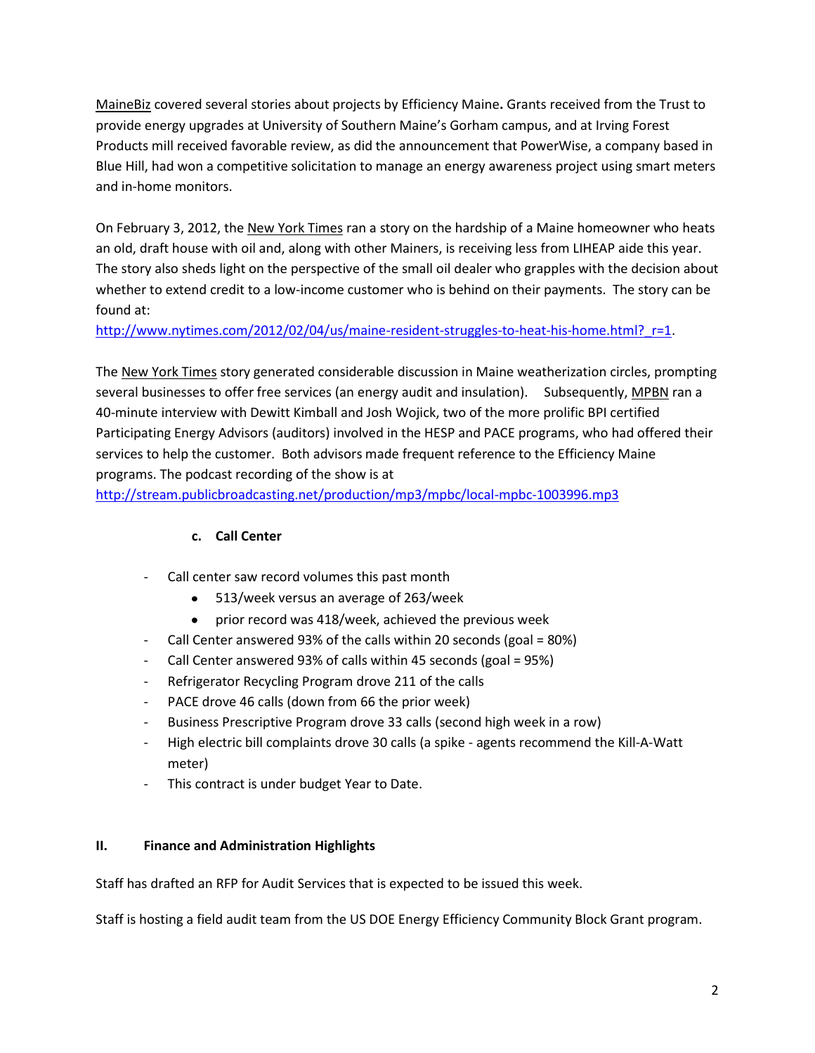MaineBiz covered several stories about projects by Efficiency Maine**.** Grants received from the Trust to provide energy upgrades at University of Southern Maine's Gorham campus, and at Irving Forest Products mill received favorable review, as did the announcement that PowerWise, a company based in Blue Hill, had won a competitive solicitation to manage an energy awareness project using smart meters and in-home monitors.

On February 3, 2012, the New York Times ran a story on the hardship of a Maine homeowner who heats an old, draft house with oil and, along with other Mainers, is receiving less from LIHEAP aide this year. The story also sheds light on the perspective of the small oil dealer who grapples with the decision about whether to extend credit to a low-income customer who is behind on their payments. The story can be found at:
http://www.nytimes.com/2012/02/04/us/maine-resident-struggles-to-heat-his-home.html?_r=1.

The New York Times story generated considerable discussion in Maine weatherization circles, prompting several businesses to offer free services (an energy audit and insulation). Subsequently, MPBN ran a 40-minute interview with Dewitt Kimball and Josh Wojick, two of the more prolific BPI certified Participating Energy Advisors (auditors) involved in the HESP and PACE programs, who had offered their services to help the customer. Both advisors made frequent reference to the Efficiency Maine programs. The podcast recording of the show is at
http://stream.publicbroadcasting.net/production/mp3/mpbc/local-mpbc-1003996.mp3

### c. Call Center

- Call center saw record volumes this past month
    - 513/week versus an average of 263/week
    - prior record was 418/week, achieved the previous week
- Call Center answered 93% of the calls within 20 seconds (goal = 80%)
- Call Center answered 93% of calls within 45 seconds (goal = 95%)
- Refrigerator Recycling Program drove 211 of the calls
- PACE drove 46 calls (down from 66 the prior week)
- Business Prescriptive Program drove 33 calls (second high week in a row)
- High electric bill complaints drove 30 calls (a spike - agents recommend the Kill-A-Watt meter)
- This contract is under budget Year to Date.

## II. Finance and Administration Highlights

Staff has drafted an RFP for Audit Services that is expected to be issued this week.

Staff is hosting a field audit team from the US DOE Energy Efficiency Community Block Grant program.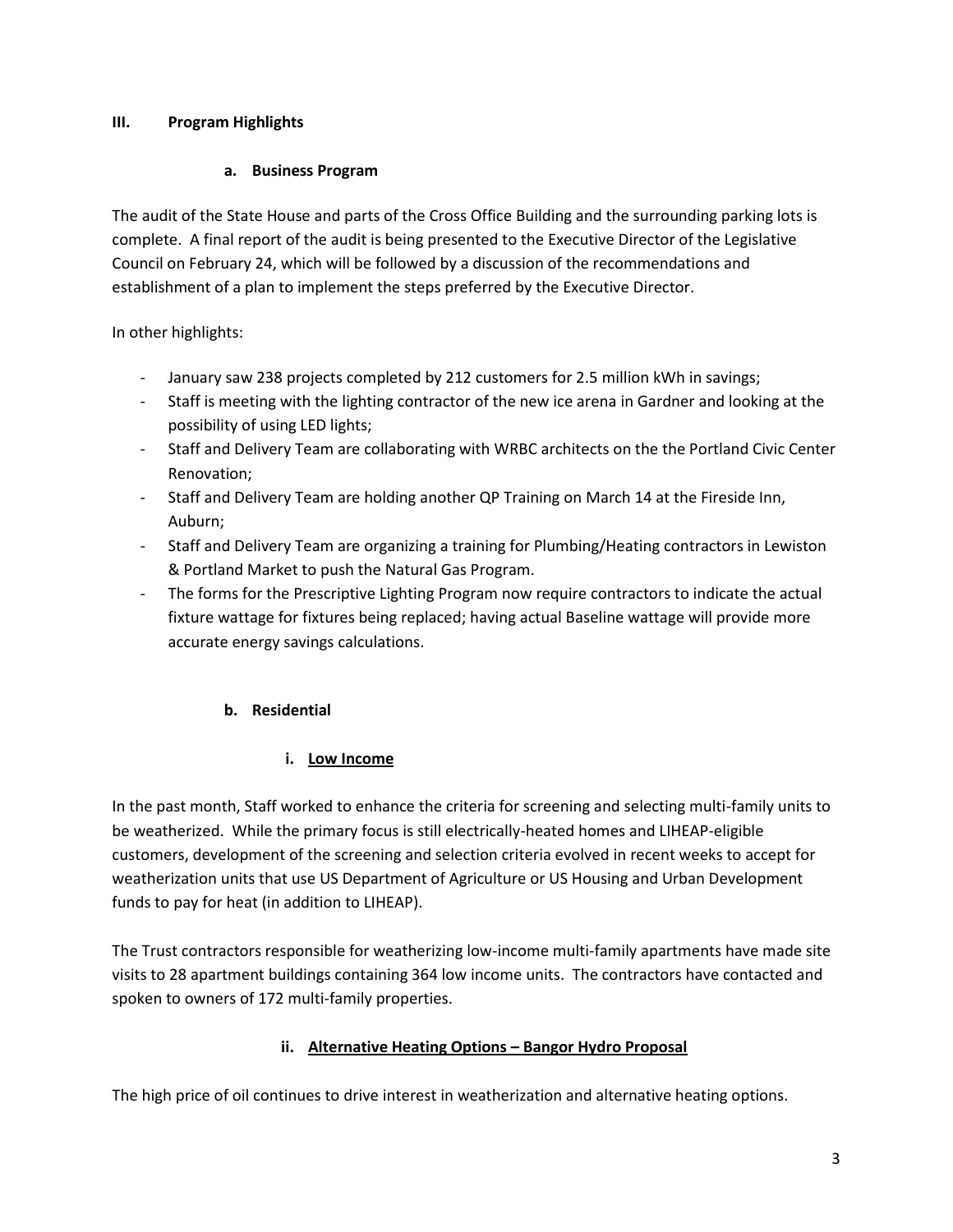## III. Program Highlights

### a. Business Program

The audit of the State House and parts of the Cross Office Building and the surrounding parking lots is complete. A final report of the audit is being presented to the Executive Director of the Legislative Council on February 24, which will be followed by a discussion of the recommendations and establishment of a plan to implement the steps preferred by the Executive Director.

In other highlights:

- January saw 238 projects completed by 212 customers for 2.5 million kWh in savings;
- Staff is meeting with the lighting contractor of the new ice arena in Gardner and looking at the possibility of using LED lights;
- Staff and Delivery Team are collaborating with WRBC architects on the the Portland Civic Center Renovation;
- Staff and Delivery Team are holding another QP Training on March 14 at the Fireside Inn, Auburn;
- Staff and Delivery Team are organizing a training for Plumbing/Heating contractors in Lewiston & Portland Market to push the Natural Gas Program.
- The forms for the Prescriptive Lighting Program now require contractors to indicate the actual fixture wattage for fixtures being replaced; having actual Baseline wattage will provide more accurate energy savings calculations.

### b. Residential

#### i. Low Income

In the past month, Staff worked to enhance the criteria for screening and selecting multi-family units to be weatherized. While the primary focus is still electrically-heated homes and LIHEAP-eligible customers, development of the screening and selection criteria evolved in recent weeks to accept for weatherization units that use US Department of Agriculture or US Housing and Urban Development funds to pay for heat (in addition to LIHEAP).

The Trust contractors responsible for weatherizing low-income multi-family apartments have made site visits to 28 apartment buildings containing 364 low income units. The contractors have contacted and spoken to owners of 172 multi-family properties.

#### ii. Alternative Heating Options – Bangor Hydro Proposal

The high price of oil continues to drive interest in weatherization and alternative heating options.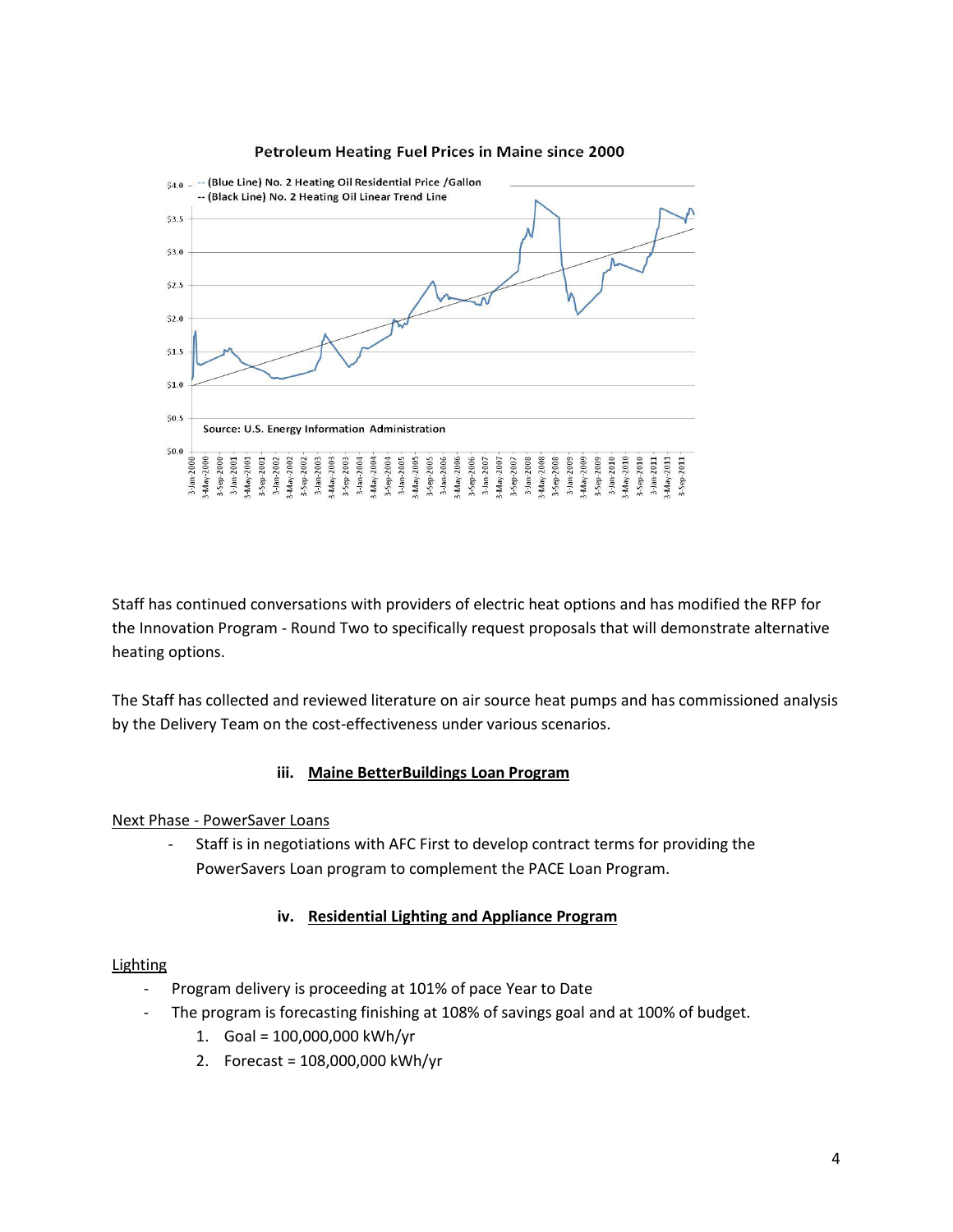**Petroleum Heating Fuel Prices in Maine since 2000**

-- (Blue Line) No. 2 Heating Oil Residential Price /Gallon
-- (Black Line) No. 2 Heating Oil Linear Trend Line

Source: U.S. Energy Information Administration

Staff has continued conversations with providers of electric heat options and has modified the RFP for the Innovation Program - Round Two to specifically request proposals that will demonstrate alternative heating options.

The Staff has collected and reviewed literature on air source heat pumps and has commissioned analysis by the Delivery Team on the cost-effectiveness under various scenarios.

### iii. Maine BetterBuildings Loan Program

Next Phase - PowerSaver Loans

- Staff is in negotiations with AFC First to develop contract terms for providing the PowerSavers Loan program to complement the PACE Loan Program.

### iv. Residential Lighting and Appliance Program

Lighting

- Program delivery is proceeding at 101% of pace Year to Date
- The program is forecasting finishing at 108% of savings goal and at 100% of budget.
    1. Goal = 100,000,000 kWh/yr
    2. Forecast = 108,000,000 kWh/yr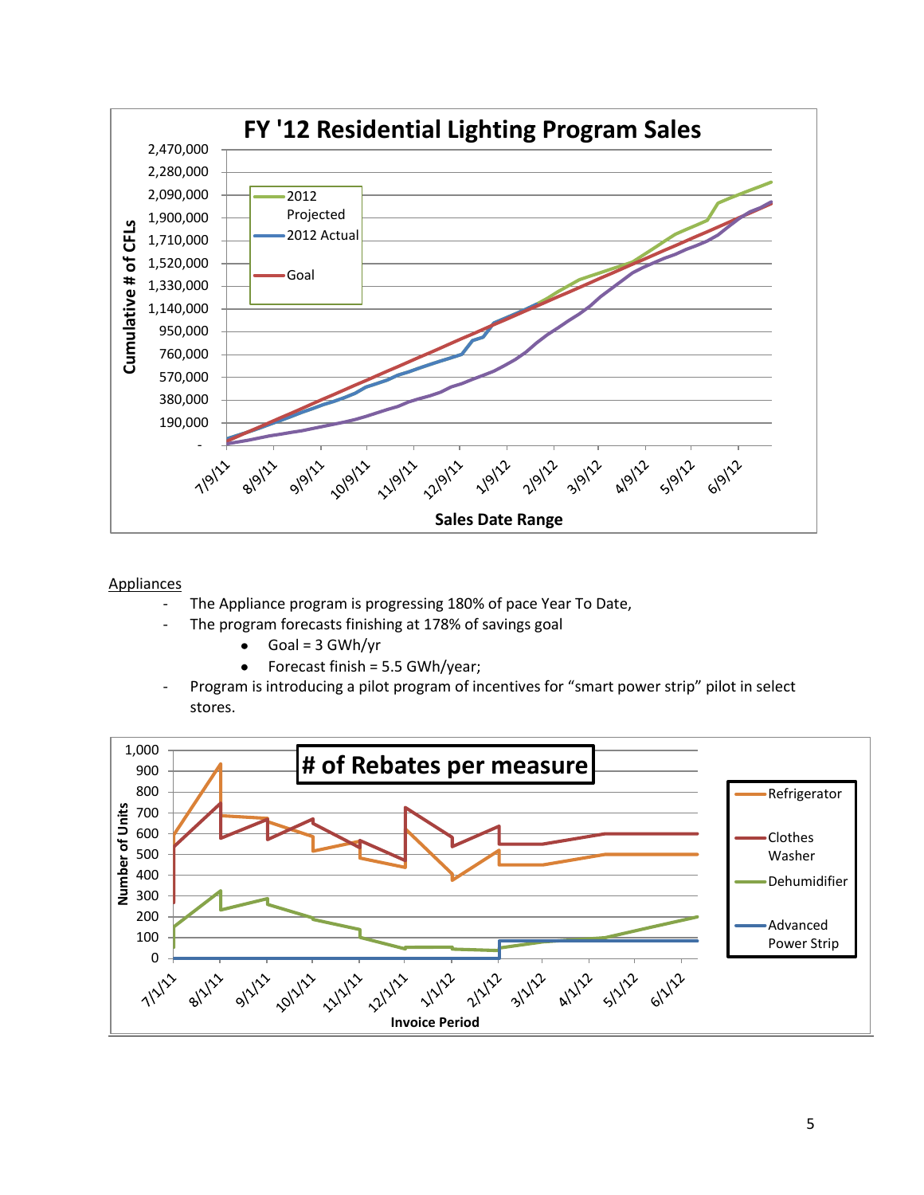Appendix content charts are not detected as images; transcribe text only.

<u>Appliances</u>

- The Appliance program is progressing 180% of pace Year To Date,
- The program forecasts finishing at 178% of savings goal
  - Goal = 3 GWh/yr
  - Forecast finish = 5.5 GWh/year;
- Program is introducing a pilot program of incentives for “smart power strip” pilot in select stores.

FY '12 Residential Lighting Program Sales

Appliances

- The Appliance program is progressing 180% of pace Year To Date,
- The program forecasts finishing at 178% of savings goal
  - Goal = 3 GWh/yr
  - Forecast finish = 5.5 GWh/year;
- Program is introducing a pilot program of incentives for “smart power strip” pilot in select stores.

# of Rebates per measure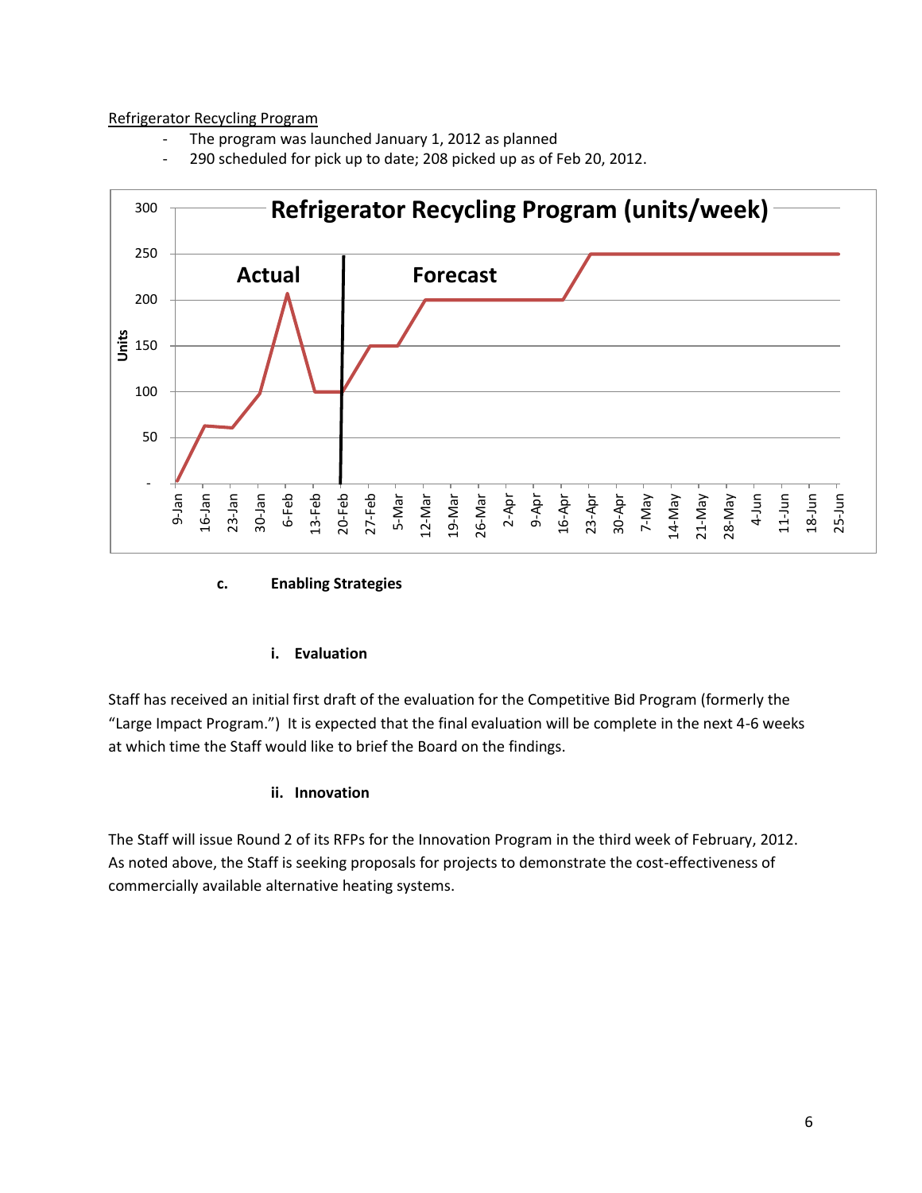Refrigerator Recycling Program

- The program was launched January 1, 2012 as planned
- 290 scheduled for pick up to date; 208 picked up as of Feb 20, 2012.

Refrigerator Recycling Program (units/week)

Actual

Forecast

Units

300
250
200
150
100
50
-

9-Jan
16-Jan
23-Jan
30-Jan
6-Feb
13-Feb
20-Feb
27-Feb
5-Mar
12-Mar
19-Mar
26-Mar
2-Apr
9-Apr
16-Apr
23-Apr
30-Apr
7-May
14-May
21-May
28-May
4-Jun
11-Jun
18-Jun
25-Jun

**c. Enabling Strategies**

**i. Evaluation**

Staff has received an initial first draft of the evaluation for the Competitive Bid Program (formerly the "Large Impact Program.") It is expected that the final evaluation will be complete in the next 4-6 weeks at which time the Staff would like to brief the Board on the findings.

**ii. Innovation**

The Staff will issue Round 2 of its RFPs for the Innovation Program in the third week of February, 2012. As noted above, the Staff is seeking proposals for projects to demonstrate the cost-effectiveness of commercially available alternative heating systems.